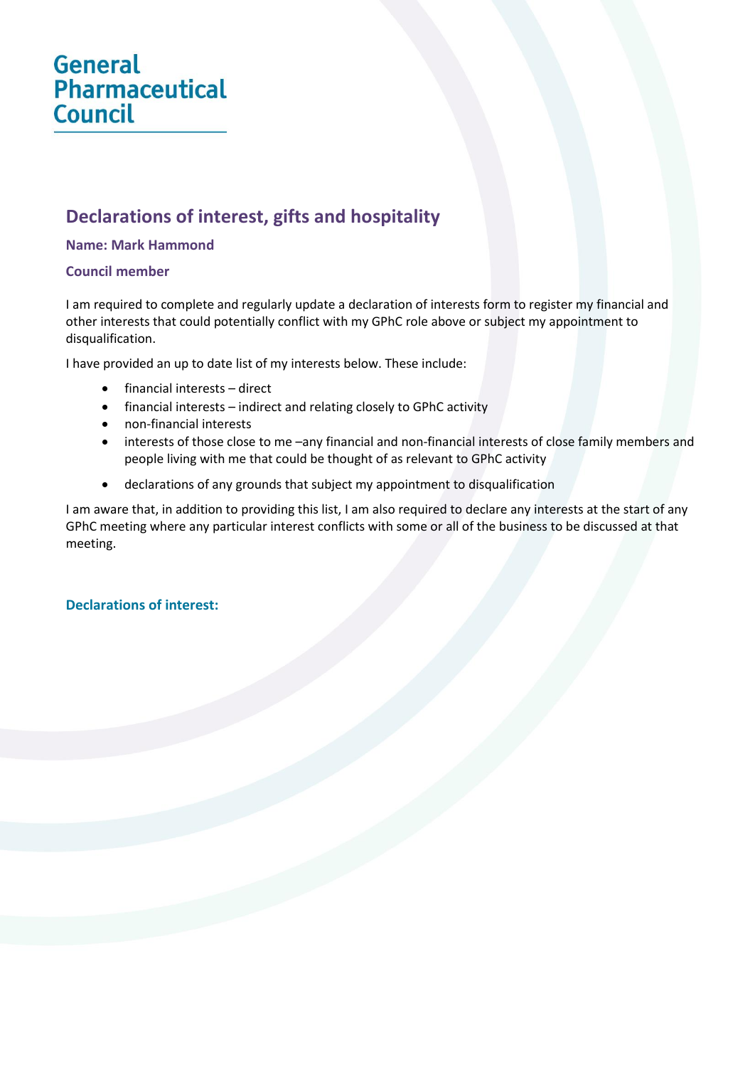General Pharmaceutical Council

# Declarations of interest, gifts and hospitality

**Name: Mark Hammond**

**Council member**

I am required to complete and regularly update a declaration of interests form to register my financial and other interests that could potentially conflict with my GPhC role above or subject my appointment to disqualification.

I have provided an up to date list of my interests below. These include:

- financial interests – direct
- financial interests – indirect and relating closely to GPhC activity
- non-financial interests
- interests of those close to me –any financial and non-financial interests of close family members and people living with me that could be thought of as relevant to GPhC activity
- declarations of any grounds that subject my appointment to disqualification

I am aware that, in addition to providing this list, I am also required to declare any interests at the start of any GPhC meeting where any particular interest conflicts with some or all of the business to be discussed at that meeting.

## Declarations of interest: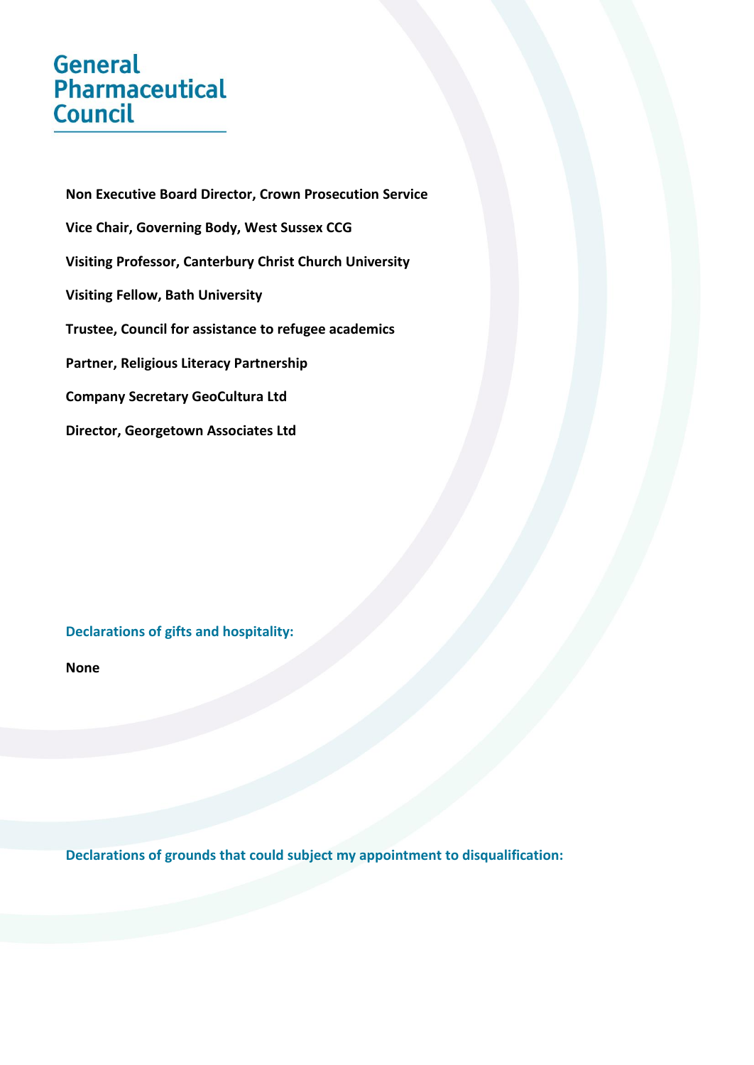# General Pharmaceutical Council

**Non Executive Board Director, Crown Prosecution Service**

**Vice Chair, Governing Body, West Sussex CCG**

**Visiting Professor, Canterbury Christ Church University**

**Visiting Fellow, Bath University**

**Trustee, Council for assistance to refugee academics**

**Partner, Religious Literacy Partnership**

**Company Secretary GeoCultura Ltd**

**Director, Georgetown Associates Ltd**

### Declarations of gifts and hospitality:

**None**

### Declarations of grounds that could subject my appointment to disqualification: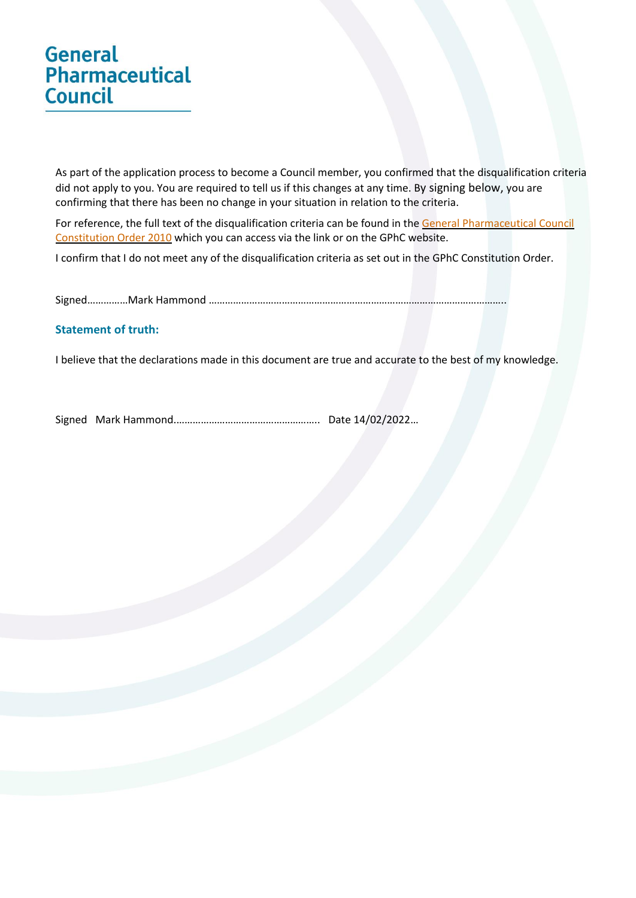# General Pharmaceutical Council

As part of the application process to become a Council member, you confirmed that the disqualification criteria did not apply to you. You are required to tell us if this changes at any time. By signing below, you are confirming that there has been no change in your situation in relation to the criteria.

For reference, the full text of the disqualification criteria can be found in the General Pharmaceutical Council Constitution Order 2010 which you can access via the link or on the GPhC website.

I confirm that I do not meet any of the disqualification criteria as set out in the GPhC Constitution Order.

Signed……………Mark Hammond ………………………………………………………………………………………………..

### Statement of truth:

I believe that the declarations made in this document are true and accurate to the best of my knowledge.

Signed Mark Hammond……………………………………………….. Date 14/02/2022…